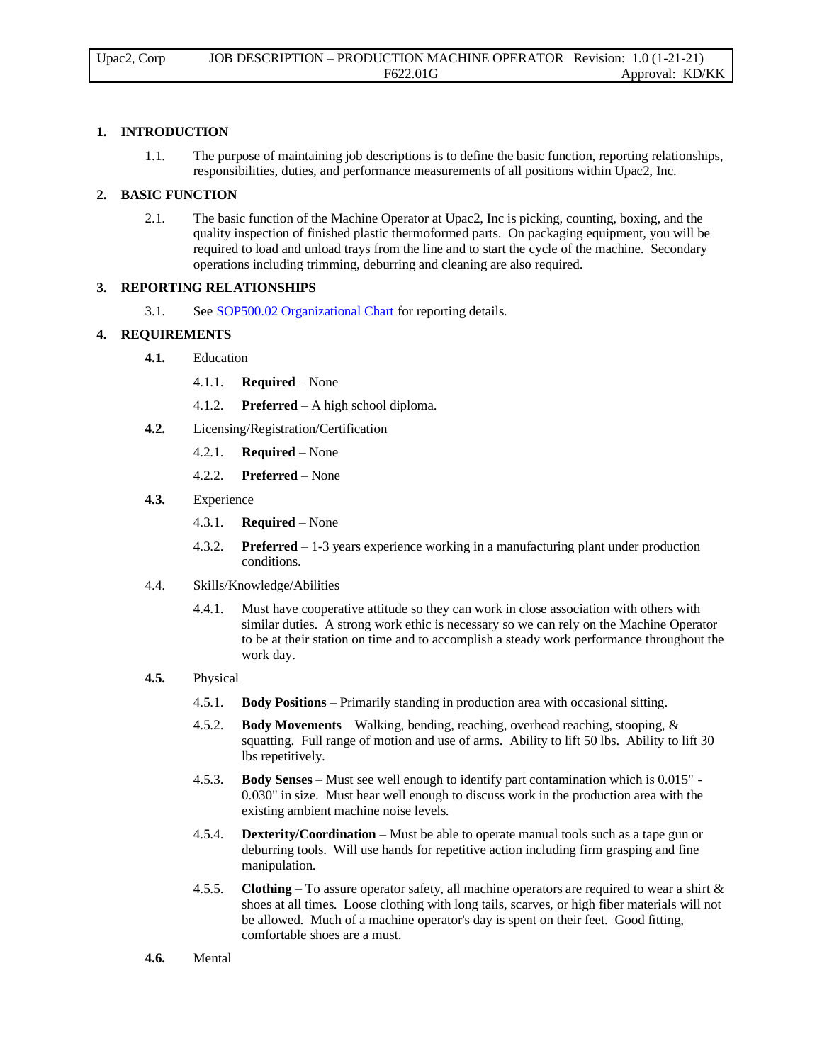## 1. INTRODUCTION

1.1. The purpose of maintaining job descriptions is to define the basic function, reporting relationships, responsibilities, duties, and performance measurements of all positions within Upac2, Inc.

## 2. BASIC FUNCTION

2.1. The basic function of the Machine Operator at Upac2, Inc is picking, counting, boxing, and the quality inspection of finished plastic thermoformed parts. On packaging equipment, you will be required to load and unload trays from the line and to start the cycle of the machine. Secondary operations including trimming, deburring and cleaning are also required.

## 3. REPORTING RELATIONSHIPS

3.1. See SOP500.02 Organizational Chart for reporting details.

## 4. REQUIREMENTS

**4.1.** Education

4.1.1. **Required** – None

4.1.2. **Preferred** – A high school diploma.

**4.2.** Licensing/Registration/Certification

4.2.1. **Required** – None

4.2.2. **Preferred** – None

**4.3.** Experience

4.3.1. **Required** – None

4.3.2. **Preferred** – 1-3 years experience working in a manufacturing plant under production conditions.

4.4. Skills/Knowledge/Abilities

4.4.1. Must have cooperative attitude so they can work in close association with others with similar duties. A strong work ethic is necessary so we can rely on the Machine Operator to be at their station on time and to accomplish a steady work performance throughout the work day.

**4.5.** Physical

4.5.1. **Body Positions** – Primarily standing in production area with occasional sitting.

4.5.2. **Body Movements** – Walking, bending, reaching, overhead reaching, stooping, & squatting. Full range of motion and use of arms. Ability to lift 50 lbs. Ability to lift 30 lbs repetitively.

4.5.3. **Body Senses** – Must see well enough to identify part contamination which is 0.015" - 0.030" in size. Must hear well enough to discuss work in the production area with the existing ambient machine noise levels.

4.5.4. **Dexterity/Coordination** – Must be able to operate manual tools such as a tape gun or deburring tools. Will use hands for repetitive action including firm grasping and fine manipulation.

4.5.5. **Clothing** – To assure operator safety, all machine operators are required to wear a shirt & shoes at all times. Loose clothing with long tails, scarves, or high fiber materials will not be allowed. Much of a machine operator's day is spent on their feet. Good fitting, comfortable shoes are a must.

**4.6.** Mental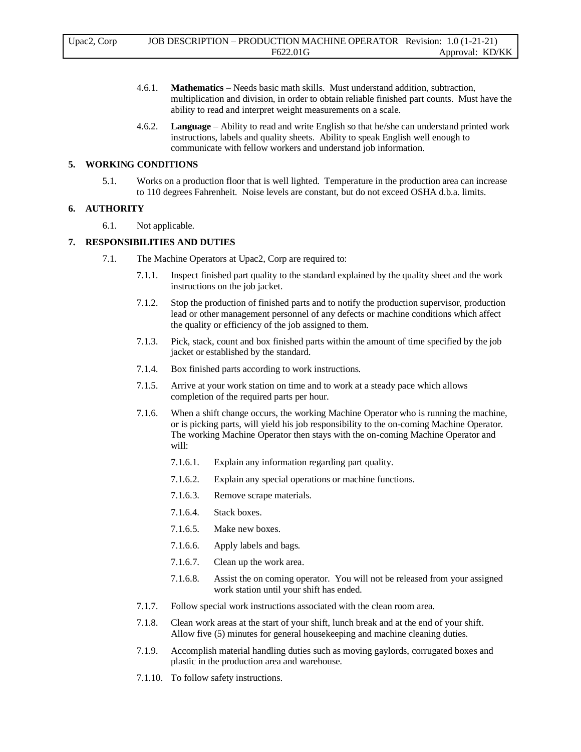4.6.1. **Mathematics** – Needs basic math skills. Must understand addition, subtraction, multiplication and division, in order to obtain reliable finished part counts. Must have the ability to read and interpret weight measurements on a scale.

4.6.2. **Language** – Ability to read and write English so that he/she can understand printed work instructions, labels and quality sheets. Ability to speak English well enough to communicate with fellow workers and understand job information.

## 5. WORKING CONDITIONS

5.1. Works on a production floor that is well lighted. Temperature in the production area can increase to 110 degrees Fahrenheit. Noise levels are constant, but do not exceed OSHA d.b.a. limits.

## 6. AUTHORITY

6.1. Not applicable.

## 7. RESPONSIBILITIES AND DUTIES

7.1. The Machine Operators at Upac2, Corp are required to:

7.1.1. Inspect finished part quality to the standard explained by the quality sheet and the work instructions on the job jacket.

7.1.2. Stop the production of finished parts and to notify the production supervisor, production lead or other management personnel of any defects or machine conditions which affect the quality or efficiency of the job assigned to them.

7.1.3. Pick, stack, count and box finished parts within the amount of time specified by the job jacket or established by the standard.

7.1.4. Box finished parts according to work instructions.

7.1.5. Arrive at your work station on time and to work at a steady pace which allows completion of the required parts per hour.

7.1.6. When a shift change occurs, the working Machine Operator who is running the machine, or is picking parts, will yield his job responsibility to the on-coming Machine Operator. The working Machine Operator then stays with the on-coming Machine Operator and will:

7.1.6.1. Explain any information regarding part quality.

7.1.6.2. Explain any special operations or machine functions.

7.1.6.3. Remove scrape materials.

7.1.6.4. Stack boxes.

7.1.6.5. Make new boxes.

7.1.6.6. Apply labels and bags.

7.1.6.7. Clean up the work area.

7.1.6.8. Assist the on coming operator. You will not be released from your assigned work station until your shift has ended.

7.1.7. Follow special work instructions associated with the clean room area.

7.1.8. Clean work areas at the start of your shift, lunch break and at the end of your shift. Allow five (5) minutes for general housekeeping and machine cleaning duties.

7.1.9. Accomplish material handling duties such as moving gaylords, corrugated boxes and plastic in the production area and warehouse.

7.1.10. To follow safety instructions.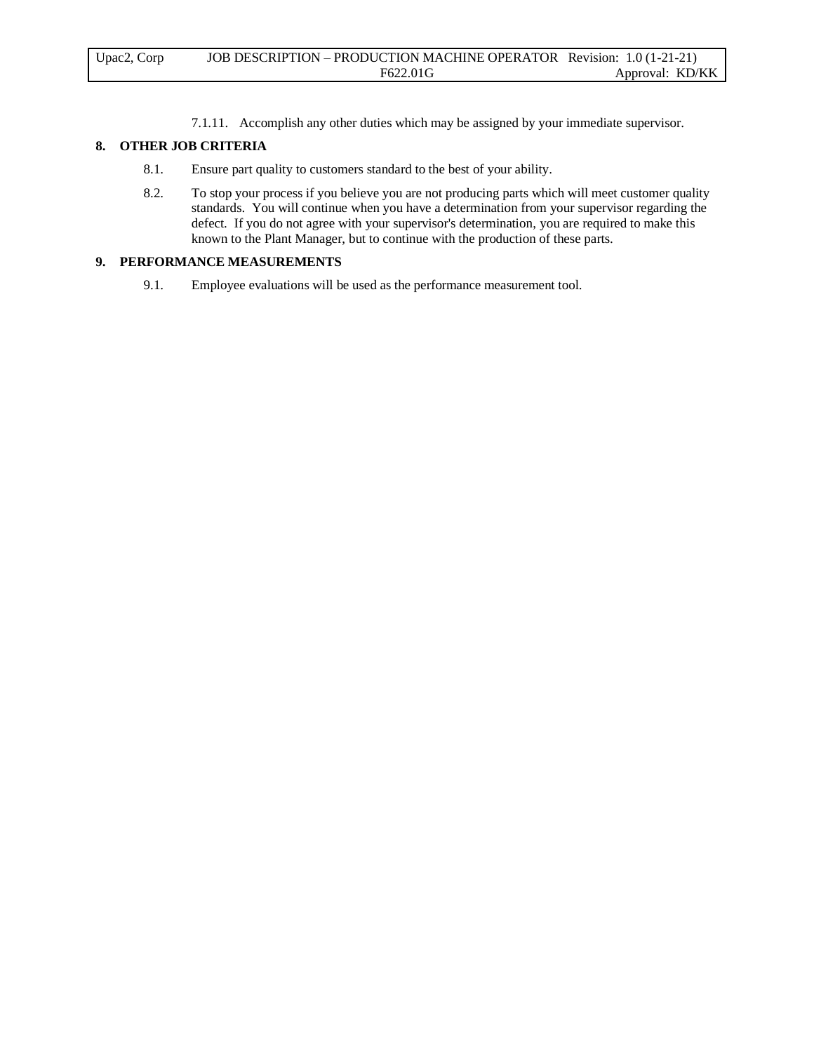7.1.11. Accomplish any other duties which may be assigned by your immediate supervisor.

## 8. OTHER JOB CRITERIA

8.1. Ensure part quality to customers standard to the best of your ability.

8.2. To stop your process if you believe you are not producing parts which will meet customer quality standards. You will continue when you have a determination from your supervisor regarding the defect. If you do not agree with your supervisor's determination, you are required to make this known to the Plant Manager, but to continue with the production of these parts.

## 9. PERFORMANCE MEASUREMENTS

9.1. Employee evaluations will be used as the performance measurement tool.